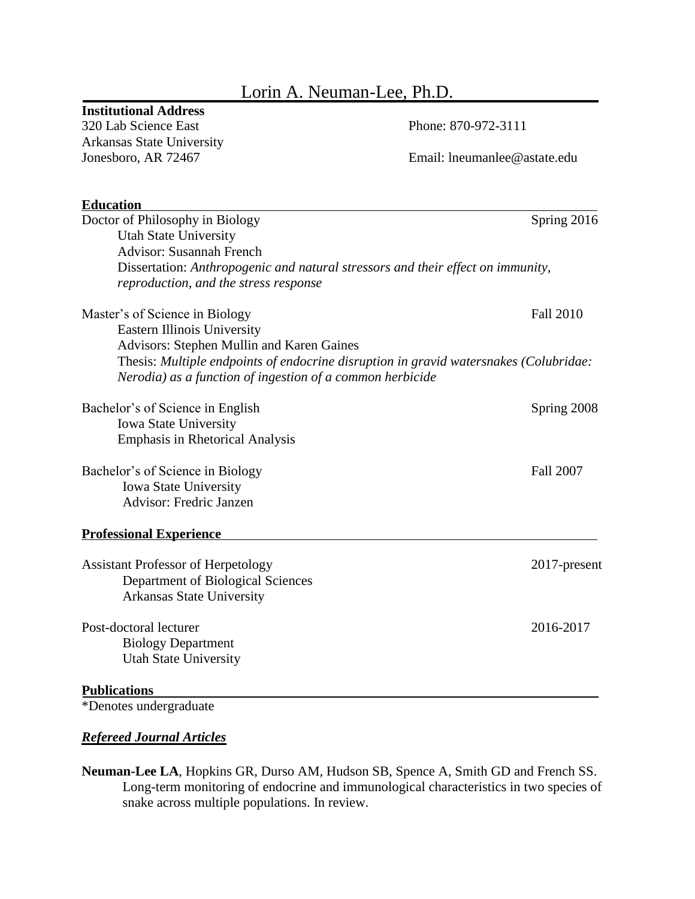# Lorin A. Neuman-Lee, Ph.D.

**Institutional Address**
320 Lab Science East
Arkansas State University
Jonesboro, AR 72467

Phone: 870-972-3111
Email: lneumanlee@astate.edu

## Education

Doctor of Philosophy in Biology — Spring 2016
Utah State University
Advisor: Susannah French
Dissertation: *Anthropogenic and natural stressors and their effect on immunity, reproduction, and the stress response*

Master's of Science in Biology — Fall 2010
Eastern Illinois University
Advisors: Stephen Mullin and Karen Gaines
Thesis: *Multiple endpoints of endocrine disruption in gravid watersnakes (Colubridae: Nerodia) as a function of ingestion of a common herbicide*

Bachelor's of Science in English — Spring 2008
Iowa State University
Emphasis in Rhetorical Analysis

Bachelor's of Science in Biology — Fall 2007
Iowa State University
Advisor: Fredric Janzen

## Professional Experience

Assistant Professor of Herpetology — 2017-present
Department of Biological Sciences
Arkansas State University

Post-doctoral lecturer — 2016-2017
Biology Department
Utah State University

## Publications

*Denotes undergraduate

### *Refereed Journal Articles*

**Neuman-Lee LA**, Hopkins GR, Durso AM, Hudson SB, Spence A, Smith GD and French SS. Long-term monitoring of endocrine and immunological characteristics in two species of snake across multiple populations. In review.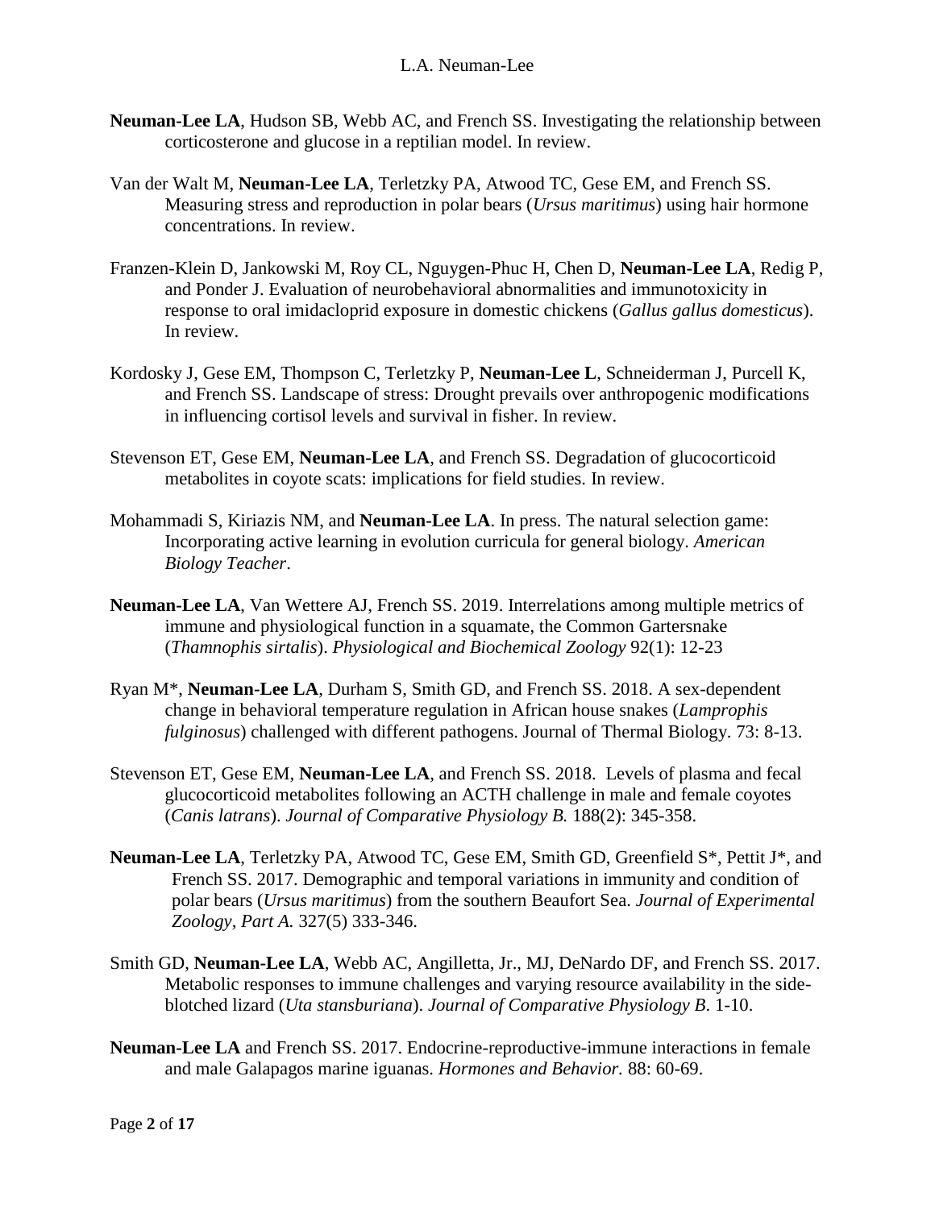**Neuman-Lee LA**, Hudson SB, Webb AC, and French SS. Investigating the relationship between corticosterone and glucose in a reptilian model. In review.

Van der Walt M, **Neuman-Lee LA**, Terletzky PA, Atwood TC, Gese EM, and French SS. Measuring stress and reproduction in polar bears (*Ursus maritimus*) using hair hormone concentrations. In review.

Franzen-Klein D, Jankowski M, Roy CL, Nguygen-Phuc H, Chen D, **Neuman-Lee LA**, Redig P, and Ponder J. Evaluation of neurobehavioral abnormalities and immunotoxicity in response to oral imidacloprid exposure in domestic chickens (*Gallus gallus domesticus*). In review.

Kordosky J, Gese EM, Thompson C, Terletzky P, **Neuman-Lee L**, Schneiderman J, Purcell K, and French SS. Landscape of stress: Drought prevails over anthropogenic modifications in influencing cortisol levels and survival in fisher. In review.

Stevenson ET, Gese EM, **Neuman-Lee LA**, and French SS. Degradation of glucocorticoid metabolites in coyote scats: implications for field studies. In review.

Mohammadi S, Kiriazis NM, and **Neuman-Lee LA**. In press. The natural selection game: Incorporating active learning in evolution curricula for general biology. *American Biology Teacher*.

**Neuman-Lee LA**, Van Wettere AJ, French SS. 2019. Interrelations among multiple metrics of immune and physiological function in a squamate, the Common Gartersnake (*Thamnophis sirtalis*). *Physiological and Biochemical Zoology* 92(1): 12-23

Ryan M*, **Neuman-Lee LA**, Durham S, Smith GD, and French SS. 2018. A sex-dependent change in behavioral temperature regulation in African house snakes (*Lamprophis fulginosus*) challenged with different pathogens. Journal of Thermal Biology. 73: 8-13.

Stevenson ET, Gese EM, **Neuman-Lee LA**, and French SS. 2018. Levels of plasma and fecal glucocorticoid metabolites following an ACTH challenge in male and female coyotes (*Canis latrans*). *Journal of Comparative Physiology B.* 188(2): 345-358.

**Neuman-Lee LA**, Terletzky PA, Atwood TC, Gese EM, Smith GD, Greenfield S*, Pettit J*, and French SS. 2017. Demographic and temporal variations in immunity and condition of polar bears (*Ursus maritimus*) from the southern Beaufort Sea. *Journal of Experimental Zoology, Part A.* 327(5) 333-346.

Smith GD, **Neuman-Lee LA**, Webb AC, Angilletta, Jr., MJ, DeNardo DF, and French SS. 2017. Metabolic responses to immune challenges and varying resource availability in the side-blotched lizard (*Uta stansburiana*). *Journal of Comparative Physiology B*. 1-10.

**Neuman-Lee LA** and French SS. 2017. Endocrine-reproductive-immune interactions in female and male Galapagos marine iguanas. *Hormones and Behavior.* 88: 60-69.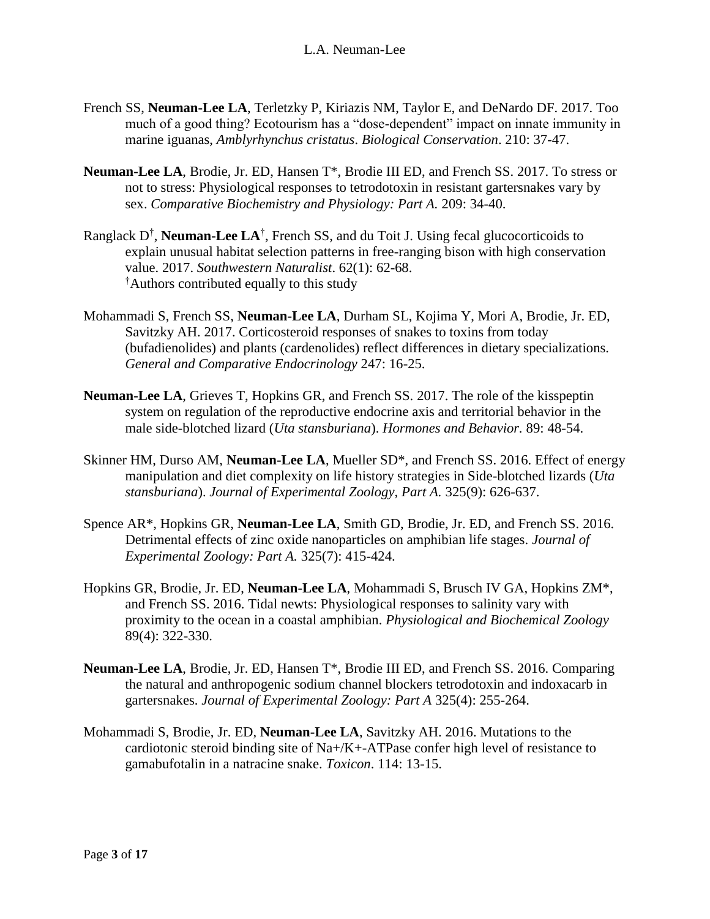French SS, **Neuman-Lee LA**, Terletzky P, Kiriazis NM, Taylor E, and DeNardo DF. 2017. Too much of a good thing? Ecotourism has a "dose-dependent" impact on innate immunity in marine iguanas, *Amblyrhynchus cristatus*. *Biological Conservation*. 210: 37-47.

**Neuman-Lee LA**, Brodie, Jr. ED, Hansen T*, Brodie III ED, and French SS. 2017. To stress or not to stress: Physiological responses to tetrodotoxin in resistant gartersnakes vary by sex. *Comparative Biochemistry and Physiology: Part A.* 209: 34-40.

Ranglack D[†], **Neuman-Lee LA[†]**, French SS, and du Toit J. Using fecal glucocorticoids to explain unusual habitat selection patterns in free-ranging bison with high conservation value. 2017. *Southwestern Naturalist*. 62(1): 62-68.
[†]Authors contributed equally to this study

Mohammadi S, French SS, **Neuman-Lee LA**, Durham SL, Kojima Y, Mori A, Brodie, Jr. ED, Savitzky AH. 2017. Corticosteroid responses of snakes to toxins from today (bufadienolides) and plants (cardenolides) reflect differences in dietary specializations. *General and Comparative Endocrinology* 247: 16-25.

**Neuman-Lee LA**, Grieves T, Hopkins GR, and French SS. 2017. The role of the kisspeptin system on regulation of the reproductive endocrine axis and territorial behavior in the male side-blotched lizard (*Uta stansburiana*). *Hormones and Behavior.* 89: 48-54.

Skinner HM, Durso AM, **Neuman-Lee LA**, Mueller SD*, and French SS. 2016. Effect of energy manipulation and diet complexity on life history strategies in Side-blotched lizards (*Uta stansburiana*). *Journal of Experimental Zoology, Part A.* 325(9): 626-637.

Spence AR*, Hopkins GR, **Neuman-Lee LA**, Smith GD, Brodie, Jr. ED, and French SS. 2016. Detrimental effects of zinc oxide nanoparticles on amphibian life stages. *Journal of Experimental Zoology: Part A.* 325(7): 415-424.

Hopkins GR, Brodie, Jr. ED, **Neuman-Lee LA**, Mohammadi S, Brusch IV GA, Hopkins ZM*, and French SS. 2016. Tidal newts: Physiological responses to salinity vary with proximity to the ocean in a coastal amphibian. *Physiological and Biochemical Zoology* 89(4): 322-330.

**Neuman-Lee LA**, Brodie, Jr. ED, Hansen T*, Brodie III ED, and French SS. 2016. Comparing the natural and anthropogenic sodium channel blockers tetrodotoxin and indoxacarb in gartersnakes. *Journal of Experimental Zoology: Part A* 325(4): 255-264.

Mohammadi S, Brodie, Jr. ED, **Neuman-Lee LA**, Savitzky AH. 2016. Mutations to the cardiotonic steroid binding site of $Na^+/K^+$-ATPase confer high level of resistance to gamabufotalin in a natracine snake. *Toxicon*. 114: 13-15.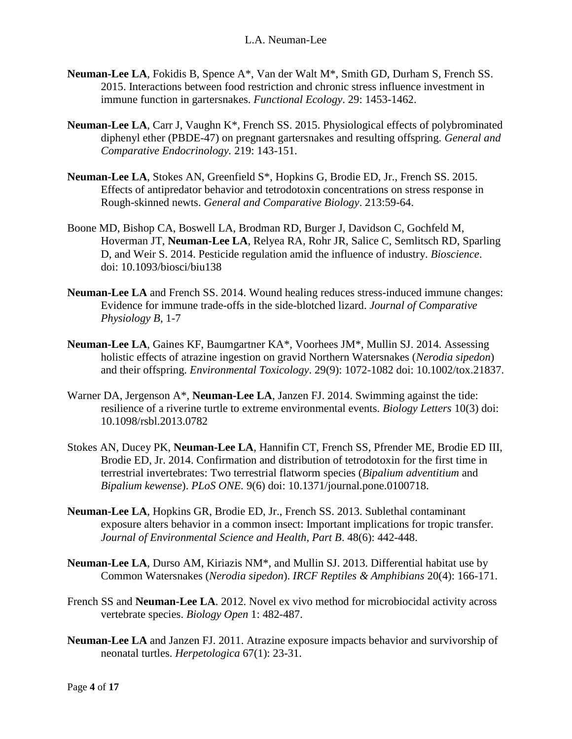**Neuman-Lee LA**, Fokidis B, Spence A*, Van der Walt M*, Smith GD, Durham S, French SS. 2015. Interactions between food restriction and chronic stress influence investment in immune function in gartersnakes. *Functional Ecology*. 29: 1453-1462.

**Neuman-Lee LA**, Carr J, Vaughn K*, French SS. 2015. Physiological effects of polybrominated diphenyl ether (PBDE-47) on pregnant gartersnakes and resulting offspring. *General and Comparative Endocrinology.* 219: 143-151.

**Neuman-Lee LA**, Stokes AN, Greenfield S*, Hopkins G, Brodie ED, Jr., French SS. 2015. Effects of antipredator behavior and tetrodotoxin concentrations on stress response in Rough-skinned newts. *General and Comparative Biology*. 213:59-64.

Boone MD, Bishop CA, Boswell LA, Brodman RD, Burger J, Davidson C, Gochfeld M, Hoverman JT, **Neuman-Lee LA**, Relyea RA, Rohr JR, Salice C, Semlitsch RD, Sparling D, and Weir S. 2014. Pesticide regulation amid the influence of industry. *Bioscience*. doi: 10.1093/biosci/biu138

**Neuman-Lee LA** and French SS. 2014. Wound healing reduces stress-induced immune changes: Evidence for immune trade-offs in the side-blotched lizard. *Journal of Comparative Physiology B*, 1-7

**Neuman-Lee LA**, Gaines KF, Baumgartner KA*, Voorhees JM*, Mullin SJ. 2014. Assessing holistic effects of atrazine ingestion on gravid Northern Watersnakes (*Nerodia sipedon*) and their offspring. *Environmental Toxicology*. 29(9): 1072-1082 doi: 10.1002/tox.21837.

Warner DA, Jergenson A*, **Neuman-Lee LA**, Janzen FJ. 2014. Swimming against the tide: resilience of a riverine turtle to extreme environmental events. *Biology Letters* 10(3) doi: 10.1098/rsbl.2013.0782

Stokes AN, Ducey PK, **Neuman-Lee LA**, Hannifin CT, French SS, Pfrender ME, Brodie ED III, Brodie ED, Jr. 2014. Confirmation and distribution of tetrodotoxin for the first time in terrestrial invertebrates: Two terrestrial flatworm species (*Bipalium adventitium* and *Bipalium kewense*). *PLoS ONE.* 9(6) doi: 10.1371/journal.pone.0100718.

**Neuman-Lee LA**, Hopkins GR, Brodie ED, Jr., French SS. 2013. Sublethal contaminant exposure alters behavior in a common insect: Important implications for tropic transfer. *Journal of Environmental Science and Health, Part B*. 48(6): 442-448.

**Neuman-Lee LA**, Durso AM, Kiriazis NM*, and Mullin SJ. 2013. Differential habitat use by Common Watersnakes (*Nerodia sipedon*). *IRCF Reptiles & Amphibians* 20(4): 166-171.

French SS and **Neuman-Lee LA**. 2012. Novel ex vivo method for microbiocidal activity across vertebrate species. *Biology Open* 1: 482-487.

**Neuman-Lee LA** and Janzen FJ. 2011. Atrazine exposure impacts behavior and survivorship of neonatal turtles. *Herpetologica* 67(1): 23-31.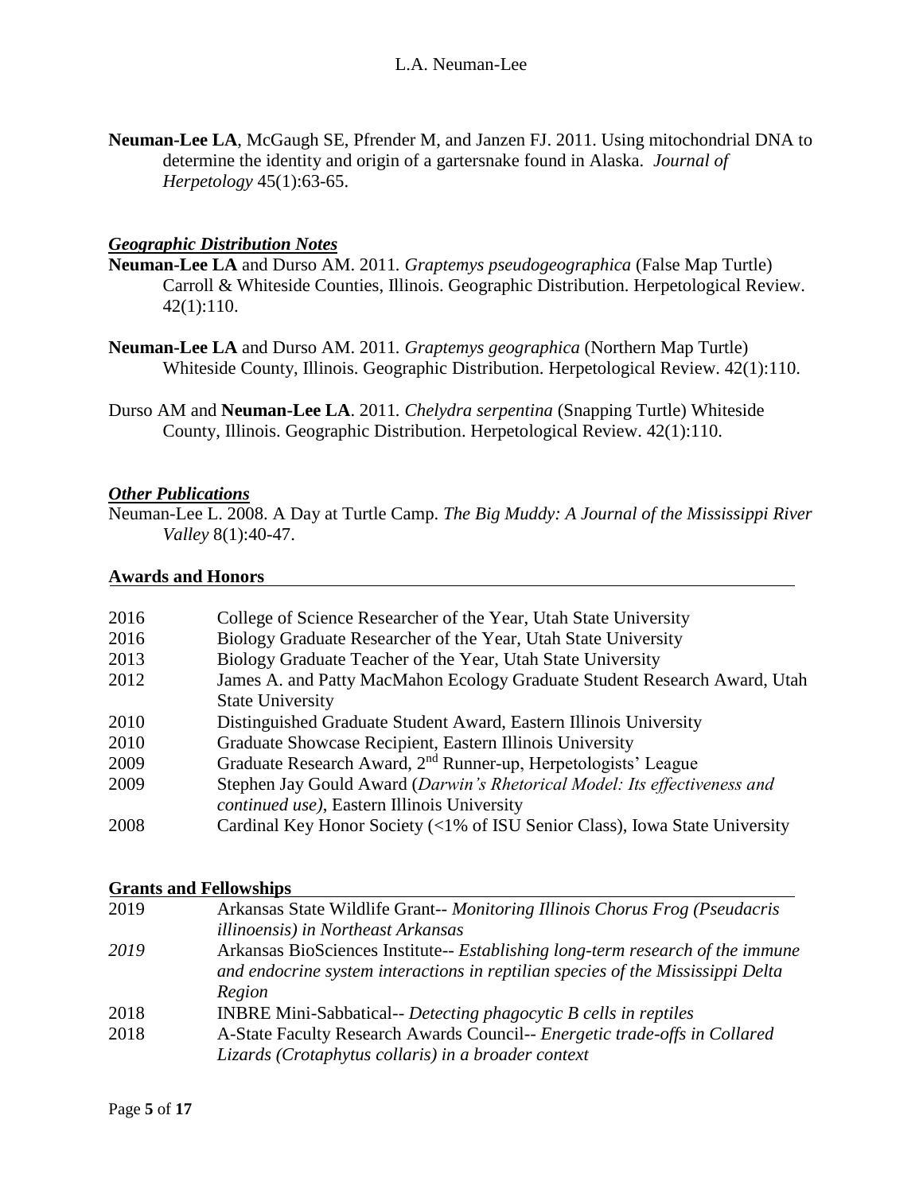**Neuman-Lee LA**, McGaugh SE, Pfrender M, and Janzen FJ. 2011. Using mitochondrial DNA to determine the identity and origin of a gartersnake found in Alaska. *Journal of Herpetology* 45(1):63-65.

### ***Geographic Distribution Notes***

**Neuman-Lee LA** and Durso AM. 2011. *Graptemys pseudogeographica* (False Map Turtle) Carroll & Whiteside Counties, Illinois. Geographic Distribution. Herpetological Review. 42(1):110.

**Neuman-Lee LA** and Durso AM. 2011. *Graptemys geographica* (Northern Map Turtle) Whiteside County, Illinois. Geographic Distribution. Herpetological Review. 42(1):110.

Durso AM and **Neuman-Lee LA**. 2011. *Chelydra serpentina* (Snapping Turtle) Whiteside County, Illinois. Geographic Distribution. Herpetological Review. 42(1):110.

### ***Other Publications***

Neuman-Lee L. 2008. A Day at Turtle Camp. *The Big Muddy: A Journal of the Mississippi River Valley* 8(1):40-47.

## **Awards and Honors**

| | |
|---|---|
| 2016 | College of Science Researcher of the Year, Utah State University |
| 2016 | Biology Graduate Researcher of the Year, Utah State University |
| 2013 | Biology Graduate Teacher of the Year, Utah State University |
| 2012 | James A. and Patty MacMahon Ecology Graduate Student Research Award, Utah State University |
| 2010 | Distinguished Graduate Student Award, Eastern Illinois University |
| 2010 | Graduate Showcase Recipient, Eastern Illinois University |
| 2009 | Graduate Research Award, 2nd Runner-up, Herpetologists' League |
| 2009 | Stephen Jay Gould Award (*Darwin's Rhetorical Model: Its effectiveness and continued use)*, Eastern Illinois University |
| 2008 | Cardinal Key Honor Society (<1% of ISU Senior Class), Iowa State University |

## **Grants and Fellowships**

| | |
|---|---|
| 2019 | Arkansas State Wildlife Grant-- *Monitoring Illinois Chorus Frog (Pseudacris illinoensis) in Northeast Arkansas* |
| *2019* | Arkansas BioSciences Institute-- *Establishing long-term research of the immune and endocrine system interactions in reptilian species of the Mississippi Delta Region* |
| 2018 | INBRE Mini-Sabbatical-- *Detecting phagocytic B cells in reptiles* |
| 2018 | A-State Faculty Research Awards Council-- *Energetic trade-offs in Collared Lizards (Crotaphytus collaris) in a broader context* |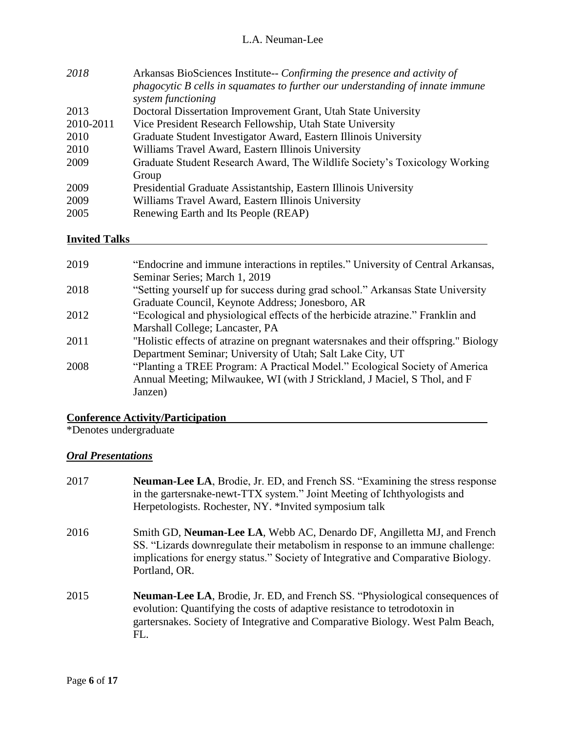| | |
|---|---|
| *2018* | Arkansas BioSciences Institute-- *Confirming the presence and activity of phagocytic B cells in squamates to further our understanding of innate immune system functioning* |
| 2013 | Doctoral Dissertation Improvement Grant, Utah State University |
| 2010-2011 | Vice President Research Fellowship, Utah State University |
| 2010 | Graduate Student Investigator Award, Eastern Illinois University |
| 2010 | Williams Travel Award, Eastern Illinois University |
| 2009 | Graduate Student Research Award, The Wildlife Society's Toxicology Working Group |
| 2009 | Presidential Graduate Assistantship, Eastern Illinois University |
| 2009 | Williams Travel Award, Eastern Illinois University |
| 2005 | Renewing Earth and Its People (REAP) |

## Invited Talks

| | |
|---|---|
| 2019 | "Endocrine and immune interactions in reptiles." University of Central Arkansas, Seminar Series; March 1, 2019 |
| 2018 | "Setting yourself up for success during grad school." Arkansas State University Graduate Council, Keynote Address; Jonesboro, AR |
| 2012 | "Ecological and physiological effects of the herbicide atrazine." Franklin and Marshall College; Lancaster, PA |
| 2011 | "Holistic effects of atrazine on pregnant watersnakes and their offspring." Biology Department Seminar; University of Utah; Salt Lake City, UT |
| 2008 | "Planting a TREE Program: A Practical Model." Ecological Society of America Annual Meeting; Milwaukee, WI (with J Strickland, J Maciel, S Thol, and F Janzen) |

## Conference Activity/Participation

*Denotes undergraduate

### *Oral Presentations*

| | |
|---|---|
| 2017 | **Neuman-Lee LA**, Brodie, Jr. ED, and French SS. "Examining the stress response in the gartersnake-newt-TTX system." Joint Meeting of Ichthyologists and Herpetologists. Rochester, NY. *Invited symposium talk |
| 2016 | Smith GD, **Neuman-Lee LA**, Webb AC, Denardo DF, Angilletta MJ, and French SS. "Lizards downregulate their metabolism in response to an immune challenge: implications for energy status." Society of Integrative and Comparative Biology. Portland, OR. |
| 2015 | **Neuman-Lee LA**, Brodie, Jr. ED, and French SS. "Physiological consequences of evolution: Quantifying the costs of adaptive resistance to tetrodotoxin in gartersnakes. Society of Integrative and Comparative Biology. West Palm Beach, FL. |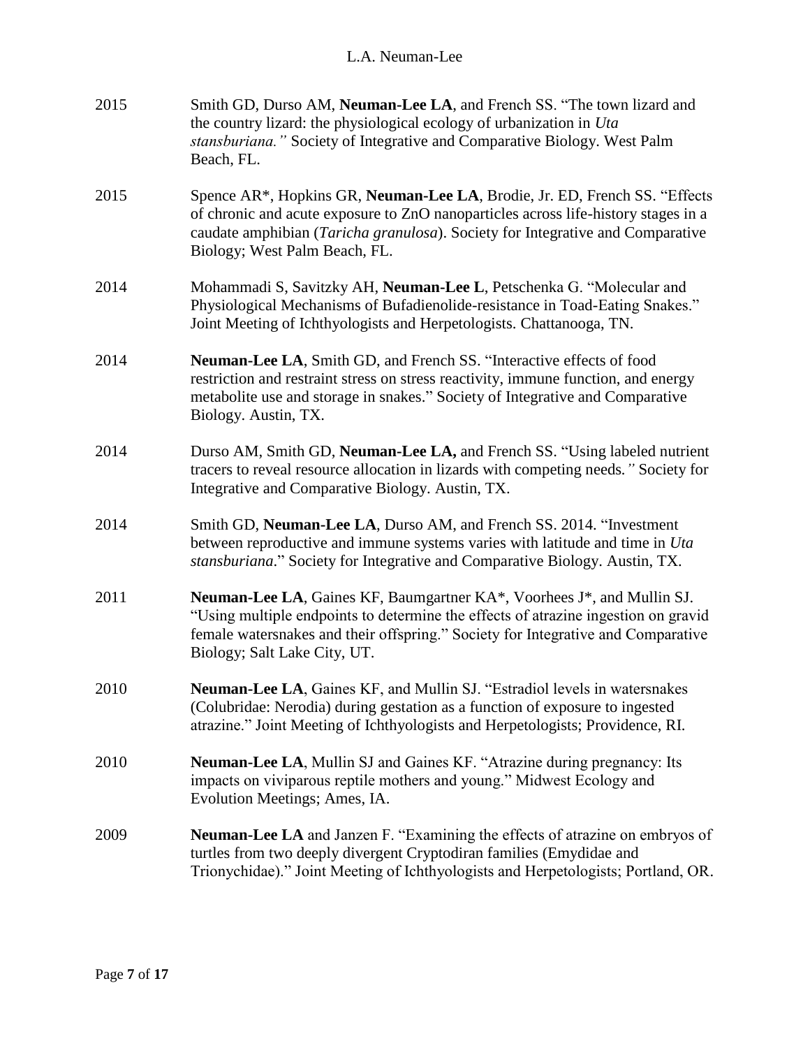2015 Smith GD, Durso AM, **Neuman-Lee LA**, and French SS. "The town lizard and the country lizard: the physiological ecology of urbanization in *Uta stansburiana."* Society of Integrative and Comparative Biology. West Palm Beach, FL.

2015 Spence AR*, Hopkins GR, **Neuman-Lee LA**, Brodie, Jr. ED, French SS. "Effects of chronic and acute exposure to ZnO nanoparticles across life-history stages in a caudate amphibian (*Taricha granulosa*). Society for Integrative and Comparative Biology; West Palm Beach, FL.

2014 Mohammadi S, Savitzky AH, **Neuman-Lee L**, Petschenka G. "Molecular and Physiological Mechanisms of Bufadienolide-resistance in Toad-Eating Snakes." Joint Meeting of Ichthyologists and Herpetologists. Chattanooga, TN.

2014 **Neuman-Lee LA**, Smith GD, and French SS. "Interactive effects of food restriction and restraint stress on stress reactivity, immune function, and energy metabolite use and storage in snakes." Society of Integrative and Comparative Biology. Austin, TX.

2014 Durso AM, Smith GD, **Neuman-Lee LA,** and French SS. "Using labeled nutrient tracers to reveal resource allocation in lizards with competing needs*."* Society for Integrative and Comparative Biology. Austin, TX.

2014 Smith GD, **Neuman-Lee LA**, Durso AM, and French SS. 2014. "Investment between reproductive and immune systems varies with latitude and time in *Uta stansburiana*." Society for Integrative and Comparative Biology. Austin, TX.

2011 **Neuman-Lee LA**, Gaines KF, Baumgartner KA*, Voorhees J*, and Mullin SJ. "Using multiple endpoints to determine the effects of atrazine ingestion on gravid female watersnakes and their offspring." Society for Integrative and Comparative Biology; Salt Lake City, UT.

2010 **Neuman-Lee LA**, Gaines KF, and Mullin SJ. "Estradiol levels in watersnakes (Colubridae: Nerodia) during gestation as a function of exposure to ingested atrazine." Joint Meeting of Ichthyologists and Herpetologists; Providence, RI.

2010 **Neuman-Lee LA**, Mullin SJ and Gaines KF. "Atrazine during pregnancy: Its impacts on viviparous reptile mothers and young." Midwest Ecology and Evolution Meetings; Ames, IA.

2009 **Neuman-Lee LA** and Janzen F. "Examining the effects of atrazine on embryos of turtles from two deeply divergent Cryptodiran families (Emydidae and Trionychidae)." Joint Meeting of Ichthyologists and Herpetologists; Portland, OR.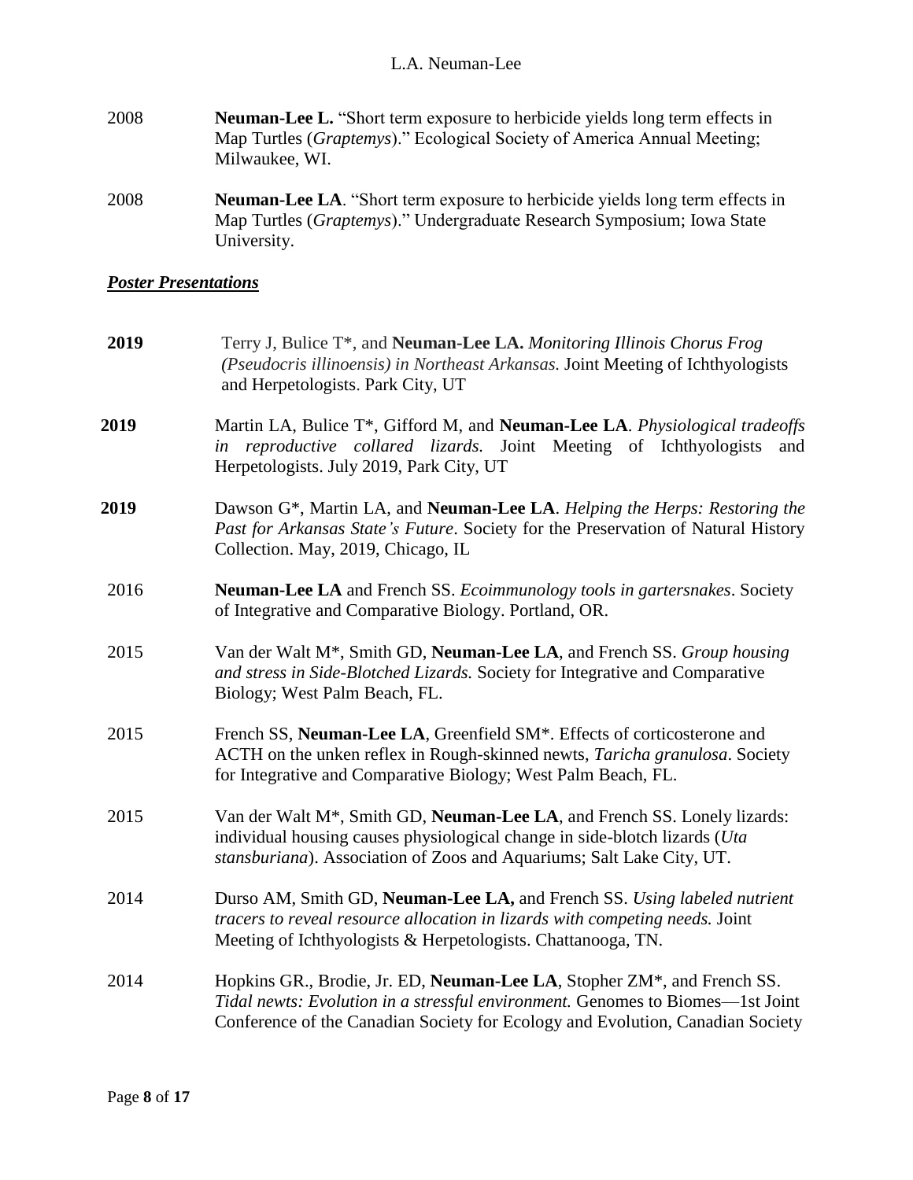2008 **Neuman-Lee L.** "Short term exposure to herbicide yields long term effects in Map Turtles (*Graptemys*)." Ecological Society of America Annual Meeting; Milwaukee, WI.

2008 **Neuman-Lee LA**. "Short term exposure to herbicide yields long term effects in Map Turtles (*Graptemys*)." Undergraduate Research Symposium; Iowa State University.

### ***Poster Presentations***

**2019** Terry J, Bulice T*, and **Neuman-Lee LA.** *Monitoring Illinois Chorus Frog (Pseudocris illinoensis) in Northeast Arkansas.* Joint Meeting of Ichthyologists and Herpetologists. Park City, UT

**2019** Martin LA, Bulice T*, Gifford M, and **Neuman-Lee LA**. *Physiological tradeoffs in reproductive collared lizards.* Joint Meeting of Ichthyologists and Herpetologists. July 2019, Park City, UT

**2019** Dawson G*, Martin LA, and **Neuman-Lee LA**. *Helping the Herps: Restoring the Past for Arkansas State's Future*. Society for the Preservation of Natural History Collection. May, 2019, Chicago, IL

2016 **Neuman-Lee LA** and French SS. *Ecoimmunology tools in gartersnakes*. Society of Integrative and Comparative Biology. Portland, OR.

2015 Van der Walt M*, Smith GD, **Neuman-Lee LA**, and French SS. *Group housing and stress in Side-Blotched Lizards.* Society for Integrative and Comparative Biology; West Palm Beach, FL.

2015 French SS, **Neuman-Lee LA**, Greenfield SM*. Effects of corticosterone and ACTH on the unken reflex in Rough-skinned newts, *Taricha granulosa*. Society for Integrative and Comparative Biology; West Palm Beach, FL.

2015 Van der Walt M*, Smith GD, **Neuman-Lee LA**, and French SS. Lonely lizards: individual housing causes physiological change in side-blotch lizards (*Uta stansburiana*). Association of Zoos and Aquariums; Salt Lake City, UT.

2014 Durso AM, Smith GD, **Neuman-Lee LA,** and French SS. *Using labeled nutrient tracers to reveal resource allocation in lizards with competing needs.* Joint Meeting of Ichthyologists & Herpetologists. Chattanooga, TN.

2014 Hopkins GR., Brodie, Jr. ED, **Neuman-Lee LA**, Stopher ZM*, and French SS. *Tidal newts: Evolution in a stressful environment.* Genomes to Biomes—1st Joint Conference of the Canadian Society for Ecology and Evolution, Canadian Society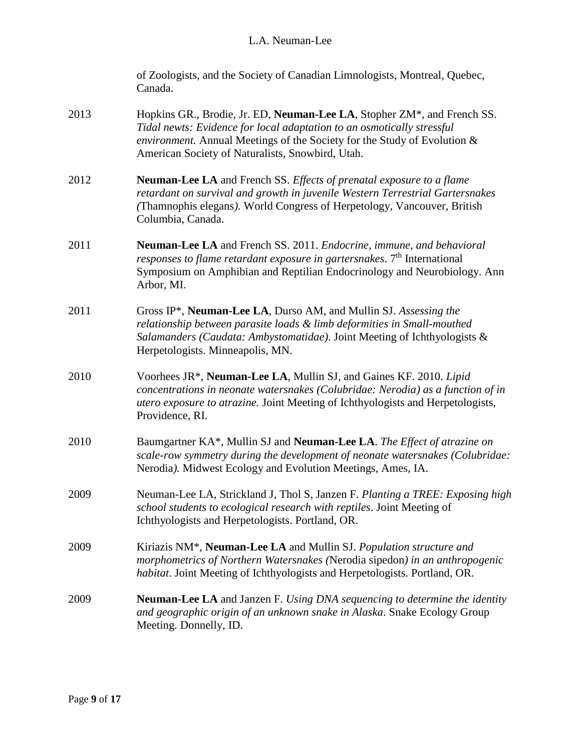of Zoologists, and the Society of Canadian Limnologists, Montreal, Quebec, Canada.

2013 Hopkins GR., Brodie, Jr. ED, **Neuman-Lee LA**, Stopher ZM*, and French SS. *Tidal newts: Evidence for local adaptation to an osmotically stressful environment.* Annual Meetings of the Society for the Study of Evolution & American Society of Naturalists, Snowbird, Utah.

2012 **Neuman-Lee LA** and French SS. *Effects of prenatal exposure to a flame retardant on survival and growth in juvenile Western Terrestrial Gartersnakes (*Thamnophis elegans*).* World Congress of Herpetology, Vancouver, British Columbia, Canada.

2011 **Neuman-Lee LA** and French SS. 2011. *Endocrine, immune, and behavioral responses to flame retardant exposure in gartersnakes*. 7th International Symposium on Amphibian and Reptilian Endocrinology and Neurobiology. Ann Arbor, MI.

2011 Gross IP*, **Neuman-Lee LA**, Durso AM, and Mullin SJ. *Assessing the relationship between parasite loads & limb deformities in Small-mouthed Salamanders (Caudata: Ambystomatidae)*. Joint Meeting of Ichthyologists & Herpetologists. Minneapolis, MN.

2010 Voorhees JR*, **Neuman-Lee LA**, Mullin SJ, and Gaines KF. 2010. *Lipid concentrations in neonate watersnakes (Colubridae: Nerodia) as a function of in utero exposure to atrazine.* Joint Meeting of Ichthyologists and Herpetologists, Providence, RI.

2010 Baumgartner KA*, Mullin SJ and **Neuman-Lee LA**. *The Effect of atrazine on scale-row symmetry during the development of neonate watersnakes (Colubridae:* Nerodia*).* Midwest Ecology and Evolution Meetings, Ames, IA.

2009 Neuman-Lee LA, Strickland J, Thol S, Janzen F. *Planting a TREE: Exposing high school students to ecological research with reptiles*. Joint Meeting of Ichthyologists and Herpetologists. Portland, OR.

2009 Kiriazis NM*, **Neuman-Lee LA** and Mullin SJ. *Population structure and morphometrics of Northern Watersnakes (*Nerodia sipedon*) in an anthropogenic habitat*. Joint Meeting of Ichthyologists and Herpetologists. Portland, OR.

2009 **Neuman-Lee LA** and Janzen F. *Using DNA sequencing to determine the identity and geographic origin of an unknown snake in Alaska*. Snake Ecology Group Meeting. Donnelly, ID.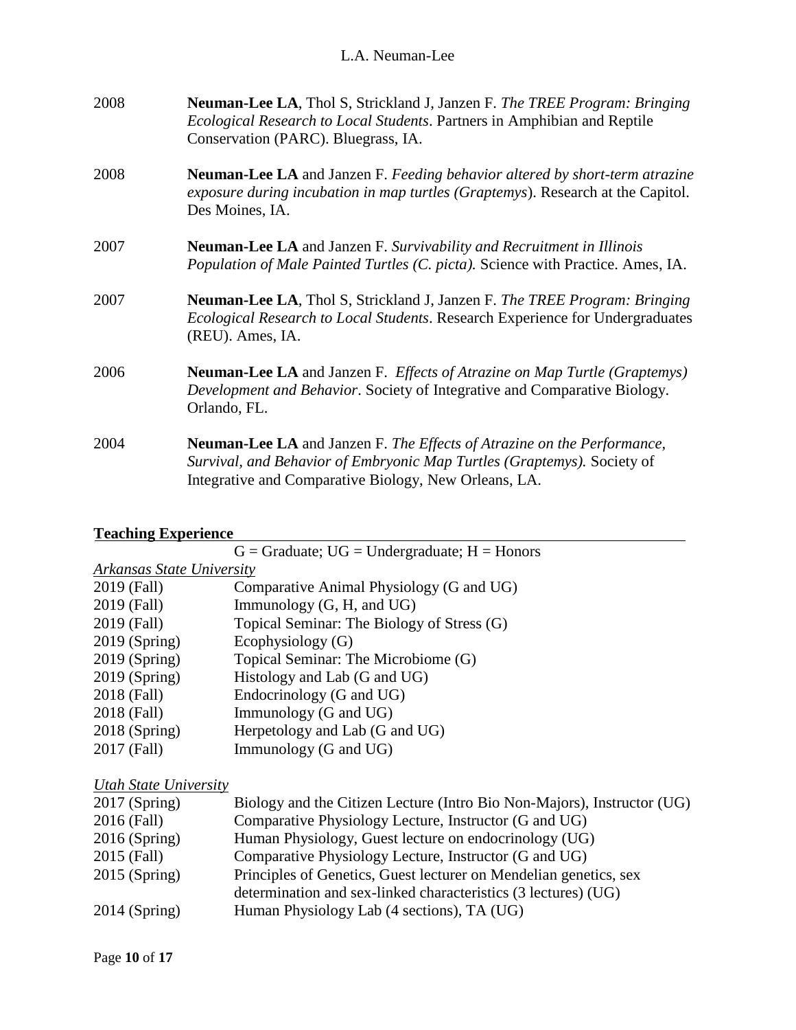| | |
|---|---|
| 2008 | **Neuman-Lee LA**, Thol S, Strickland J, Janzen F. *The TREE Program: Bringing Ecological Research to Local Students*. Partners in Amphibian and Reptile Conservation (PARC). Bluegrass, IA. |
| 2008 | **Neuman-Lee LA** and Janzen F. *Feeding behavior altered by short-term atrazine exposure during incubation in map turtles (Graptemys*). Research at the Capitol. Des Moines, IA. |
| 2007 | **Neuman-Lee LA** and Janzen F. *Survivability and Recruitment in Illinois Population of Male Painted Turtles (C. picta).* Science with Practice. Ames, IA. |
| 2007 | **Neuman-Lee LA**, Thol S, Strickland J, Janzen F. *The TREE Program: Bringing Ecological Research to Local Students*. Research Experience for Undergraduates (REU). Ames, IA. |
| 2006 | **Neuman-Lee LA** and Janzen F. *Effects of Atrazine on Map Turtle (Graptemys) Development and Behavior*. Society of Integrative and Comparative Biology. Orlando, FL. |
| 2004 | **Neuman-Lee LA** and Janzen F. *The Effects of Atrazine on the Performance, Survival, and Behavior of Embryonic Map Turtles (Graptemys).* Society of Integrative and Comparative Biology, New Orleans, LA. |

## Teaching Experience

G = Graduate; UG = Undergraduate; H = Honors

*Arkansas State University*

| | |
|---|---|
| 2019 (Fall) | Comparative Animal Physiology (G and UG) |
| 2019 (Fall) | Immunology (G, H, and UG) |
| 2019 (Fall) | Topical Seminar: The Biology of Stress (G) |
| 2019 (Spring) | Ecophysiology (G) |
| 2019 (Spring) | Topical Seminar: The Microbiome (G) |
| 2019 (Spring) | Histology and Lab (G and UG) |
| 2018 (Fall) | Endocrinology (G and UG) |
| 2018 (Fall) | Immunology (G and UG) |
| 2018 (Spring) | Herpetology and Lab (G and UG) |
| 2017 (Fall) | Immunology (G and UG) |

*Utah State University*

| | |
|---|---|
| 2017 (Spring) | Biology and the Citizen Lecture (Intro Bio Non-Majors), Instructor (UG) |
| 2016 (Fall) | Comparative Physiology Lecture, Instructor (G and UG) |
| 2016 (Spring) | Human Physiology, Guest lecture on endocrinology (UG) |
| 2015 (Fall) | Comparative Physiology Lecture, Instructor (G and UG) |
| 2015 (Spring) | Principles of Genetics, Guest lecturer on Mendelian genetics, sex determination and sex-linked characteristics (3 lectures) (UG) |
| 2014 (Spring) | Human Physiology Lab (4 sections), TA (UG) |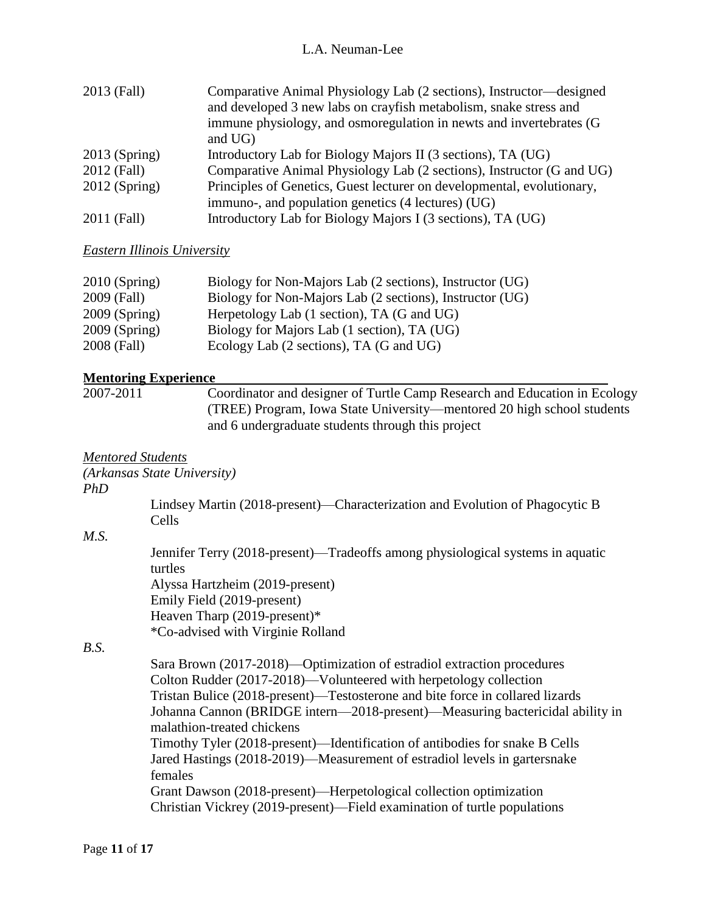| | |
|---|---|
| 2013 (Fall) | Comparative Animal Physiology Lab (2 sections), Instructor—designed and developed 3 new labs on crayfish metabolism, snake stress and immune physiology, and osmoregulation in newts and invertebrates (G and UG) |
| 2013 (Spring) | Introductory Lab for Biology Majors II (3 sections), TA (UG) |
| 2012 (Fall) | Comparative Animal Physiology Lab (2 sections), Instructor (G and UG) |
| 2012 (Spring) | Principles of Genetics, Guest lecturer on developmental, evolutionary, immuno-, and population genetics (4 lectures) (UG) |
| 2011 (Fall) | Introductory Lab for Biology Majors I (3 sections), TA (UG) |

*Eastern Illinois University*

| | |
|---|---|
| 2010 (Spring) | Biology for Non-Majors Lab (2 sections), Instructor (UG) |
| 2009 (Fall) | Biology for Non-Majors Lab (2 sections), Instructor (UG) |
| 2009 (Spring) | Herpetology Lab (1 section), TA (G and UG) |
| 2009 (Spring) | Biology for Majors Lab (1 section), TA (UG) |
| 2008 (Fall) | Ecology Lab (2 sections), TA (G and UG) |

## Mentoring Experience

| | |
|---|---|
| 2007-2011 | Coordinator and designer of Turtle Camp Research and Education in Ecology (TREE) Program, Iowa State University—mentored 20 high school students and 6 undergraduate students through this project |

*Mentored Students*

*(Arkansas State University)*

*PhD*

Lindsey Martin (2018-present)—Characterization and Evolution of Phagocytic B Cells

*M.S.*

Jennifer Terry (2018-present)—Tradeoffs among physiological systems in aquatic turtles
Alyssa Hartzheim (2019-present)
Emily Field (2019-present)
Heaven Tharp (2019-present)*
*Co-advised with Virginie Rolland

*B.S.*

Sara Brown (2017-2018)—Optimization of estradiol extraction procedures
Colton Rudder (2017-2018)—Volunteered with herpetology collection
Tristan Bulice (2018-present)—Testosterone and bite force in collared lizards
Johanna Cannon (BRIDGE intern—2018-present)—Measuring bactericidal ability in malathion-treated chickens
Timothy Tyler (2018-present)—Identification of antibodies for snake B Cells
Jared Hastings (2018-2019)—Measurement of estradiol levels in gartersnake females
Grant Dawson (2018-present)—Herpetological collection optimization
Christian Vickrey (2019-present)—Field examination of turtle populations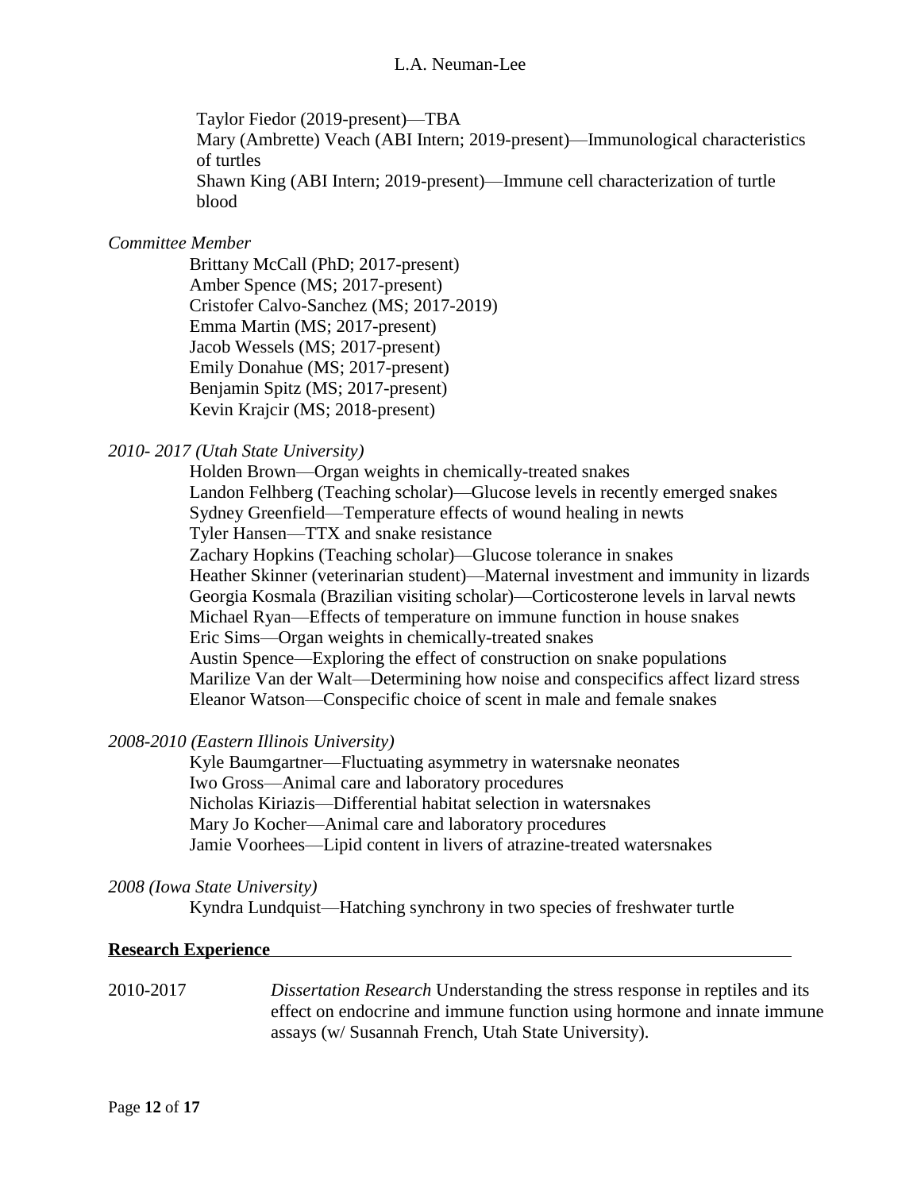Taylor Fiedor (2019-present)—TBA
Mary (Ambrette) Veach (ABI Intern; 2019-present)—Immunological characteristics of turtles
Shawn King (ABI Intern; 2019-present)—Immune cell characterization of turtle blood

*Committee Member*

Brittany McCall (PhD; 2017-present)
Amber Spence (MS; 2017-present)
Cristofer Calvo-Sanchez (MS; 2017-2019)
Emma Martin (MS; 2017-present)
Jacob Wessels (MS; 2017-present)
Emily Donahue (MS; 2017-present)
Benjamin Spitz (MS; 2017-present)
Kevin Krajcir (MS; 2018-present)

*2010- 2017 (Utah State University)*

Holden Brown—Organ weights in chemically-treated snakes
Landon Felhberg (Teaching scholar)—Glucose levels in recently emerged snakes
Sydney Greenfield—Temperature effects of wound healing in newts
Tyler Hansen—TTX and snake resistance
Zachary Hopkins (Teaching scholar)—Glucose tolerance in snakes
Heather Skinner (veterinarian student)—Maternal investment and immunity in lizards
Georgia Kosmala (Brazilian visiting scholar)—Corticosterone levels in larval newts
Michael Ryan—Effects of temperature on immune function in house snakes
Eric Sims—Organ weights in chemically-treated snakes
Austin Spence—Exploring the effect of construction on snake populations
Marilize Van der Walt—Determining how noise and conspecifics affect lizard stress
Eleanor Watson—Conspecific choice of scent in male and female snakes

*2008-2010 (Eastern Illinois University)*

Kyle Baumgartner—Fluctuating asymmetry in watersnake neonates
Iwo Gross—Animal care and laboratory procedures
Nicholas Kiriazis—Differential habitat selection in watersnakes
Mary Jo Kocher—Animal care and laboratory procedures
Jamie Voorhees—Lipid content in livers of atrazine-treated watersnakes

*2008 (Iowa State University)*

Kyndra Lundquist—Hatching synchrony in two species of freshwater turtle

**Research Experience**

2010-2017 *Dissertation Research* Understanding the stress response in reptiles and its effect on endocrine and immune function using hormone and innate immune assays (w/ Susannah French, Utah State University).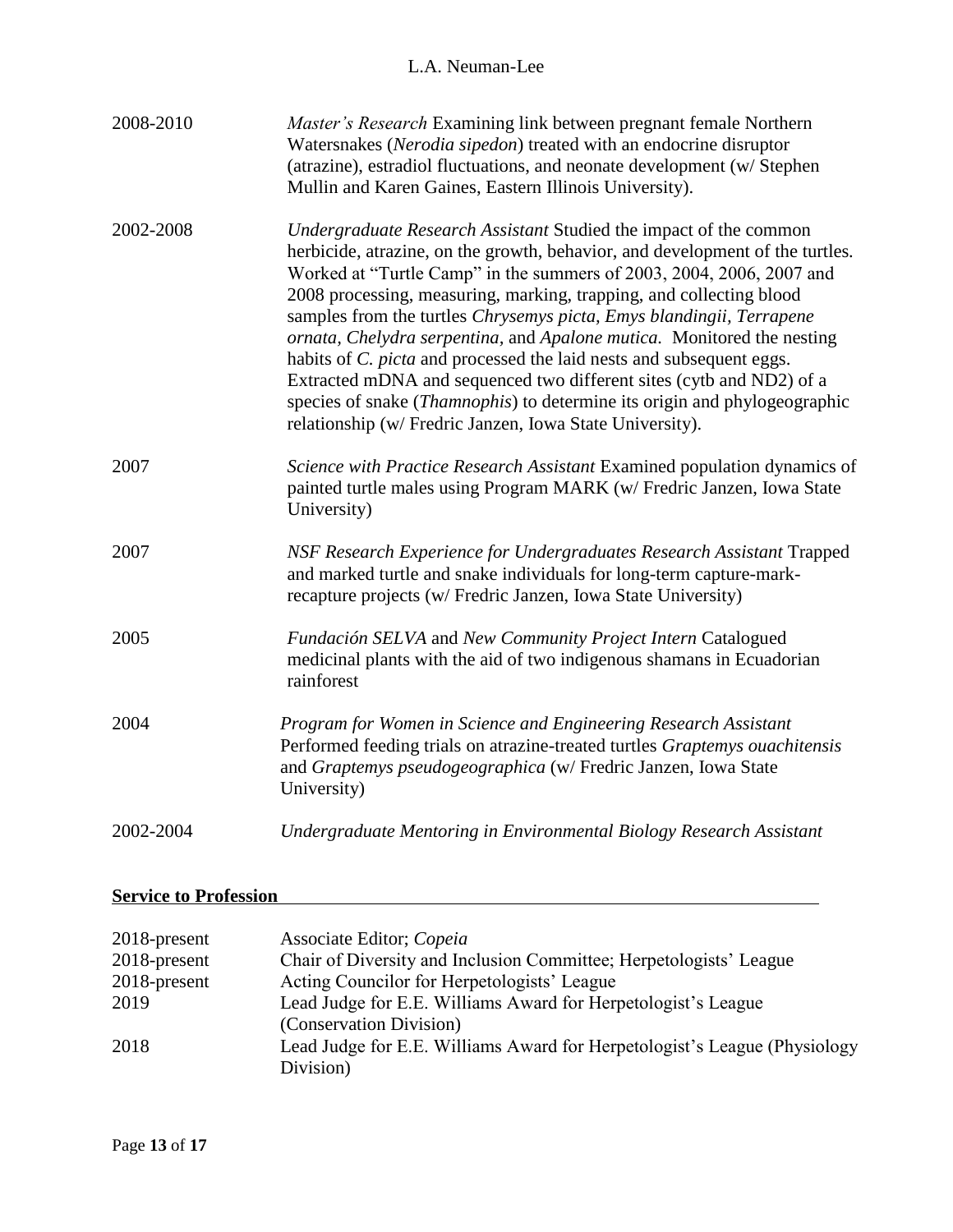| | |
|---|---|
| 2008-2010 | *Master's Research* Examining link between pregnant female Northern Watersnakes (*Nerodia sipedon*) treated with an endocrine disruptor (atrazine), estradiol fluctuations, and neonate development (w/ Stephen Mullin and Karen Gaines, Eastern Illinois University). |
| 2002-2008 | *Undergraduate Research Assistant* Studied the impact of the common herbicide, atrazine, on the growth, behavior, and development of the turtles. Worked at "Turtle Camp" in the summers of 2003, 2004, 2006, 2007 and 2008 processing, measuring, marking, trapping, and collecting blood samples from the turtles *Chrysemys picta, Emys blandingii, Terrapene ornata, Chelydra serpentina,* and *Apalone mutica.* Monitored the nesting habits of *C. picta* and processed the laid nests and subsequent eggs. Extracted mDNA and sequenced two different sites (cytb and ND2) of a species of snake (*Thamnophis*) to determine its origin and phylogeographic relationship (w/ Fredric Janzen, Iowa State University). |
| 2007 | *Science with Practice Research Assistant* Examined population dynamics of painted turtle males using Program MARK (w/ Fredric Janzen, Iowa State University) |
| 2007 | *NSF Research Experience for Undergraduates Research Assistant* Trapped and marked turtle and snake individuals for long-term capture-mark-recapture projects (w/ Fredric Janzen, Iowa State University) |
| 2005 | *Fundación SELVA* and *New Community Project Intern* Catalogued medicinal plants with the aid of two indigenous shamans in Ecuadorian rainforest |
| 2004 | *Program for Women in Science and Engineering Research Assistant* Performed feeding trials on atrazine-treated turtles *Graptemys ouachitensis* and *Graptemys pseudogeographica* (w/ Fredric Janzen, Iowa State University) |
| 2002-2004 | *Undergraduate Mentoring in Environmental Biology Research Assistant* |

## **Service to Profession**

| | |
|---|---|
| 2018-present | Associate Editor; *Copeia* |
| 2018-present | Chair of Diversity and Inclusion Committee; Herpetologists' League |
| 2018-present | Acting Councilor for Herpetologists' League |
| 2019 | Lead Judge for E.E. Williams Award for Herpetologist's League (Conservation Division) |
| 2018 | Lead Judge for E.E. Williams Award for Herpetologist's League (Physiology Division) |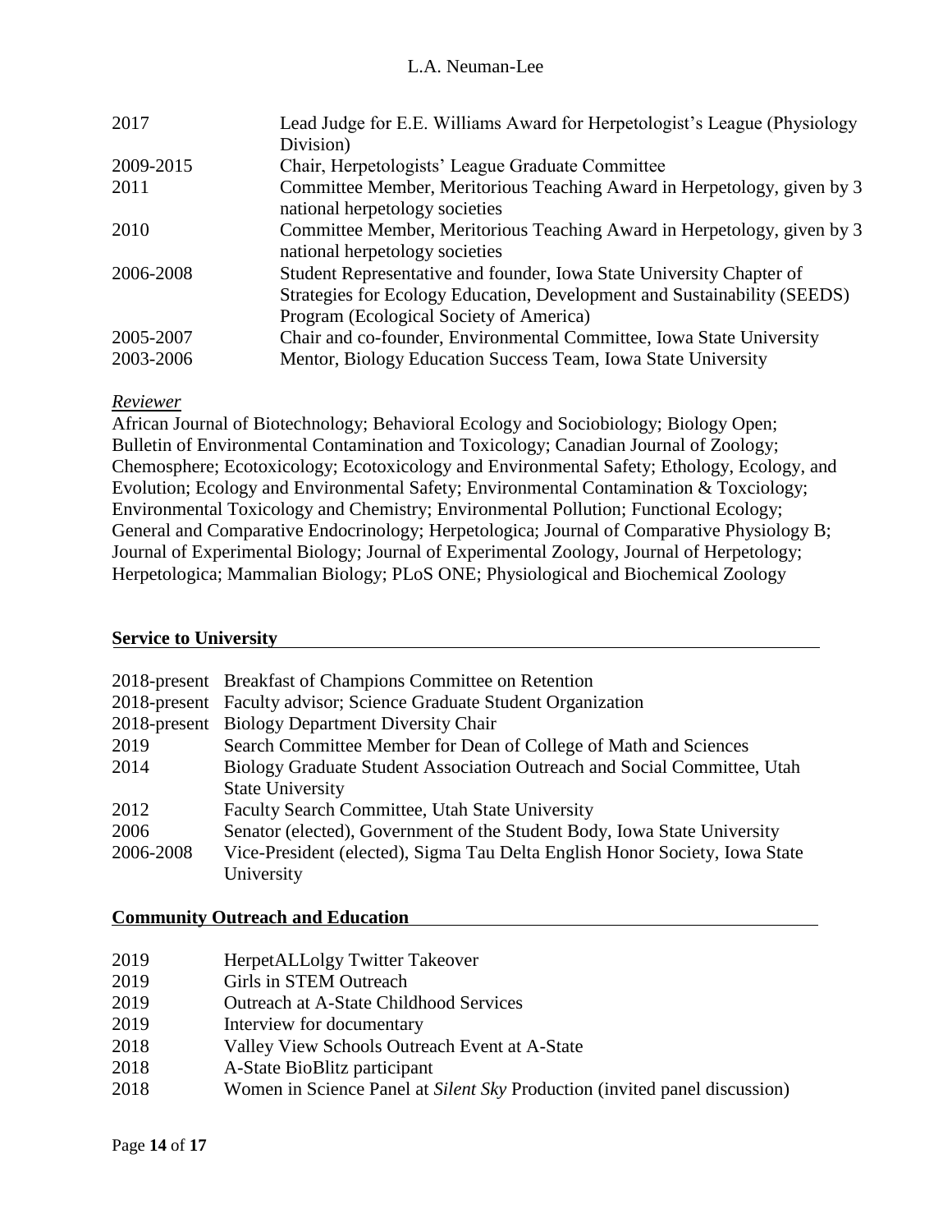| | |
|---|---|
| 2017 | Lead Judge for E.E. Williams Award for Herpetologist's League (Physiology Division) |
| 2009-2015 | Chair, Herpetologists' League Graduate Committee |
| 2011 | Committee Member, Meritorious Teaching Award in Herpetology, given by 3 national herpetology societies |
| 2010 | Committee Member, Meritorious Teaching Award in Herpetology, given by 3 national herpetology societies |
| 2006-2008 | Student Representative and founder, Iowa State University Chapter of Strategies for Ecology Education, Development and Sustainability (SEEDS) Program (Ecological Society of America) |
| 2005-2007 | Chair and co-founder, Environmental Committee, Iowa State University |
| 2003-2006 | Mentor, Biology Education Success Team, Iowa State University |

*Reviewer*

African Journal of Biotechnology; Behavioral Ecology and Sociobiology; Biology Open; Bulletin of Environmental Contamination and Toxicology; Canadian Journal of Zoology; Chemosphere; Ecotoxicology; Ecotoxicology and Environmental Safety; Ethology, Ecology, and Evolution; Ecology and Environmental Safety; Environmental Contamination & Toxciology; Environmental Toxicology and Chemistry; Environmental Pollution; Functional Ecology; General and Comparative Endocrinology; Herpetologica; Journal of Comparative Physiology B; Journal of Experimental Biology; Journal of Experimental Zoology, Journal of Herpetology; Herpetologica; Mammalian Biology; PLoS ONE; Physiological and Biochemical Zoology

## Service to University

| | |
|---|---|
| 2018-present | Breakfast of Champions Committee on Retention |
| 2018-present | Faculty advisor; Science Graduate Student Organization |
| 2018-present | Biology Department Diversity Chair |
| 2019 | Search Committee Member for Dean of College of Math and Sciences |
| 2014 | Biology Graduate Student Association Outreach and Social Committee, Utah State University |
| 2012 | Faculty Search Committee, Utah State University |
| 2006 | Senator (elected), Government of the Student Body, Iowa State University |
| 2006-2008 | Vice-President (elected), Sigma Tau Delta English Honor Society, Iowa State University |

## Community Outreach and Education

| | |
|---|---|
| 2019 | HerpetALLolgy Twitter Takeover |
| 2019 | Girls in STEM Outreach |
| 2019 | Outreach at A-State Childhood Services |
| 2019 | Interview for documentary |
| 2018 | Valley View Schools Outreach Event at A-State |
| 2018 | A-State BioBlitz participant |
| 2018 | Women in Science Panel at *Silent Sky* Production (invited panel discussion) |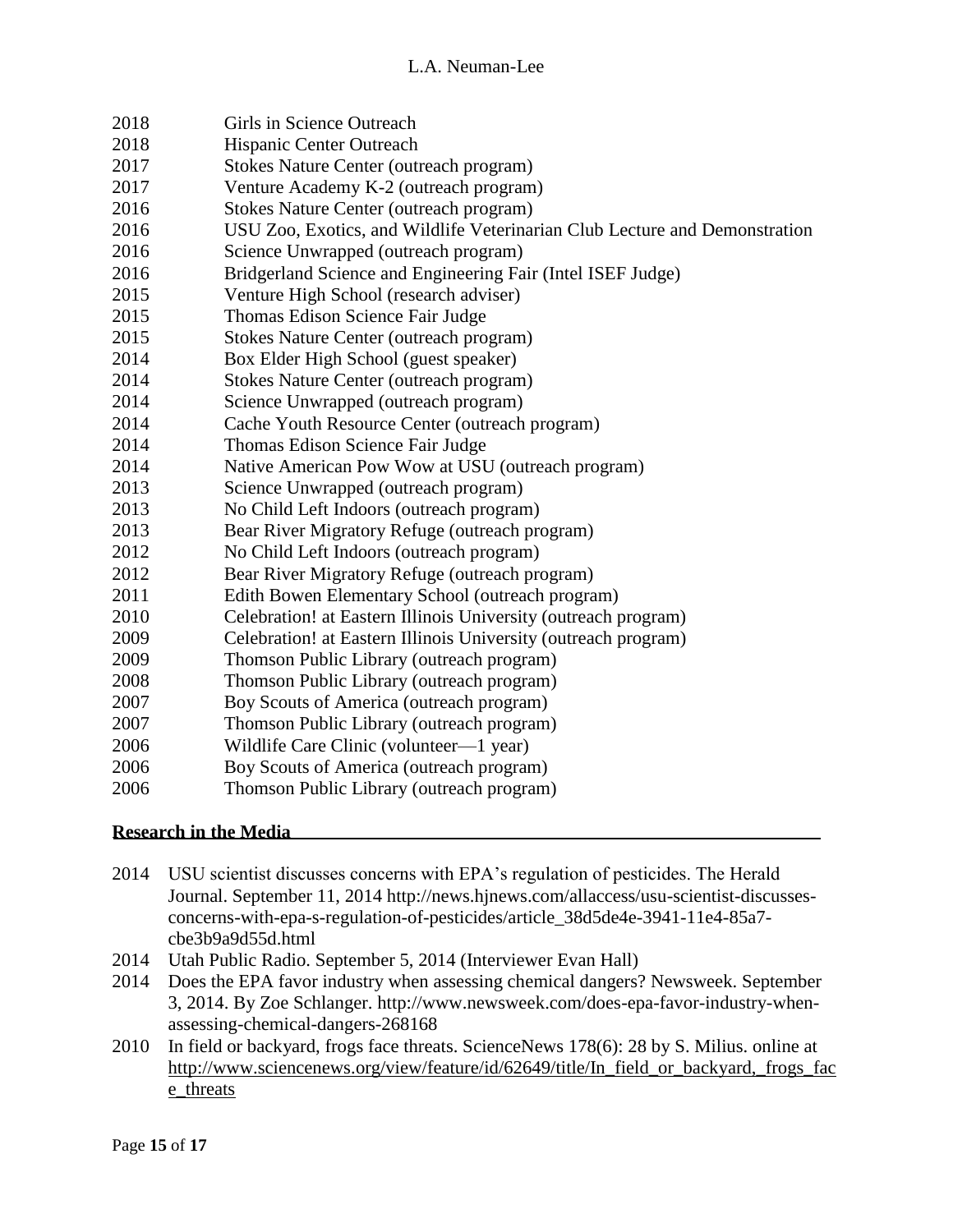2018 Girls in Science Outreach
2018 Hispanic Center Outreach
2017 Stokes Nature Center (outreach program)
2017 Venture Academy K-2 (outreach program)
2016 Stokes Nature Center (outreach program)
2016 USU Zoo, Exotics, and Wildlife Veterinarian Club Lecture and Demonstration
2016 Science Unwrapped (outreach program)
2016 Bridgerland Science and Engineering Fair (Intel ISEF Judge)
2015 Venture High School (research adviser)
2015 Thomas Edison Science Fair Judge
2015 Stokes Nature Center (outreach program)
2014 Box Elder High School (guest speaker)
2014 Stokes Nature Center (outreach program)
2014 Science Unwrapped (outreach program)
2014 Cache Youth Resource Center (outreach program)
2014 Thomas Edison Science Fair Judge
2014 Native American Pow Wow at USU (outreach program)
2013 Science Unwrapped (outreach program)
2013 No Child Left Indoors (outreach program)
2013 Bear River Migratory Refuge (outreach program)
2012 No Child Left Indoors (outreach program)
2012 Bear River Migratory Refuge (outreach program)
2011 Edith Bowen Elementary School (outreach program)
2010 Celebration! at Eastern Illinois University (outreach program)
2009 Celebration! at Eastern Illinois University (outreach program)
2009 Thomson Public Library (outreach program)
2008 Thomson Public Library (outreach program)
2007 Boy Scouts of America (outreach program)
2007 Thomson Public Library (outreach program)
2006 Wildlife Care Clinic (volunteer—1 year)
2006 Boy Scouts of America (outreach program)
2006 Thomson Public Library (outreach program)

## Research in the Media

2014 USU scientist discusses concerns with EPA's regulation of pesticides. The Herald Journal. September 11, 2014 http://news.hjnews.com/allaccess/usu-scientist-discusses-concerns-with-epa-s-regulation-of-pesticides/article_38d5de4e-3941-11e4-85a7-cbe3b9a9d55d.html

2014 Utah Public Radio. September 5, 2014 (Interviewer Evan Hall)

2014 Does the EPA favor industry when assessing chemical dangers? Newsweek. September 3, 2014. By Zoe Schlanger. http://www.newsweek.com/does-epa-favor-industry-when-assessing-chemical-dangers-268168

2010 In field or backyard, frogs face threats. ScienceNews 178(6): 28 by S. Milius. online at http://www.sciencenews.org/view/feature/id/62649/title/In_field_or_backyard,_frogs_face_threats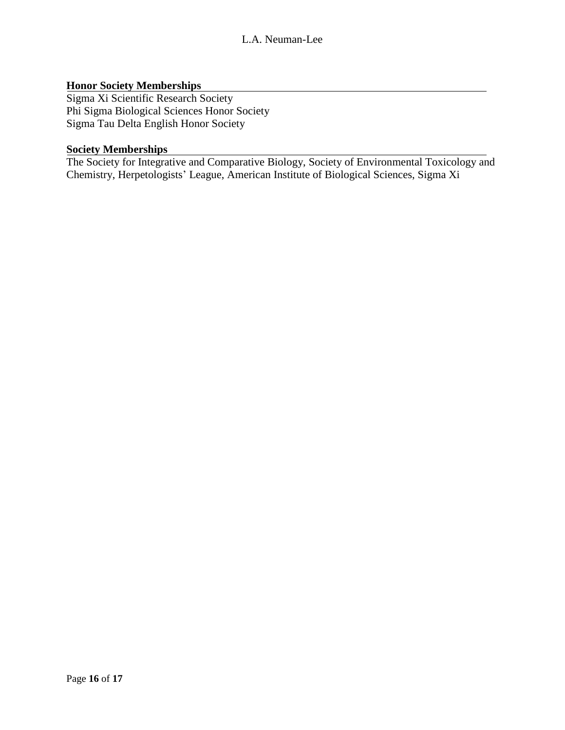## Honor Society Memberships

Sigma Xi Scientific Research Society
Phi Sigma Biological Sciences Honor Society
Sigma Tau Delta English Honor Society

## Society Memberships

The Society for Integrative and Comparative Biology, Society of Environmental Toxicology and Chemistry, Herpetologists' League, American Institute of Biological Sciences, Sigma Xi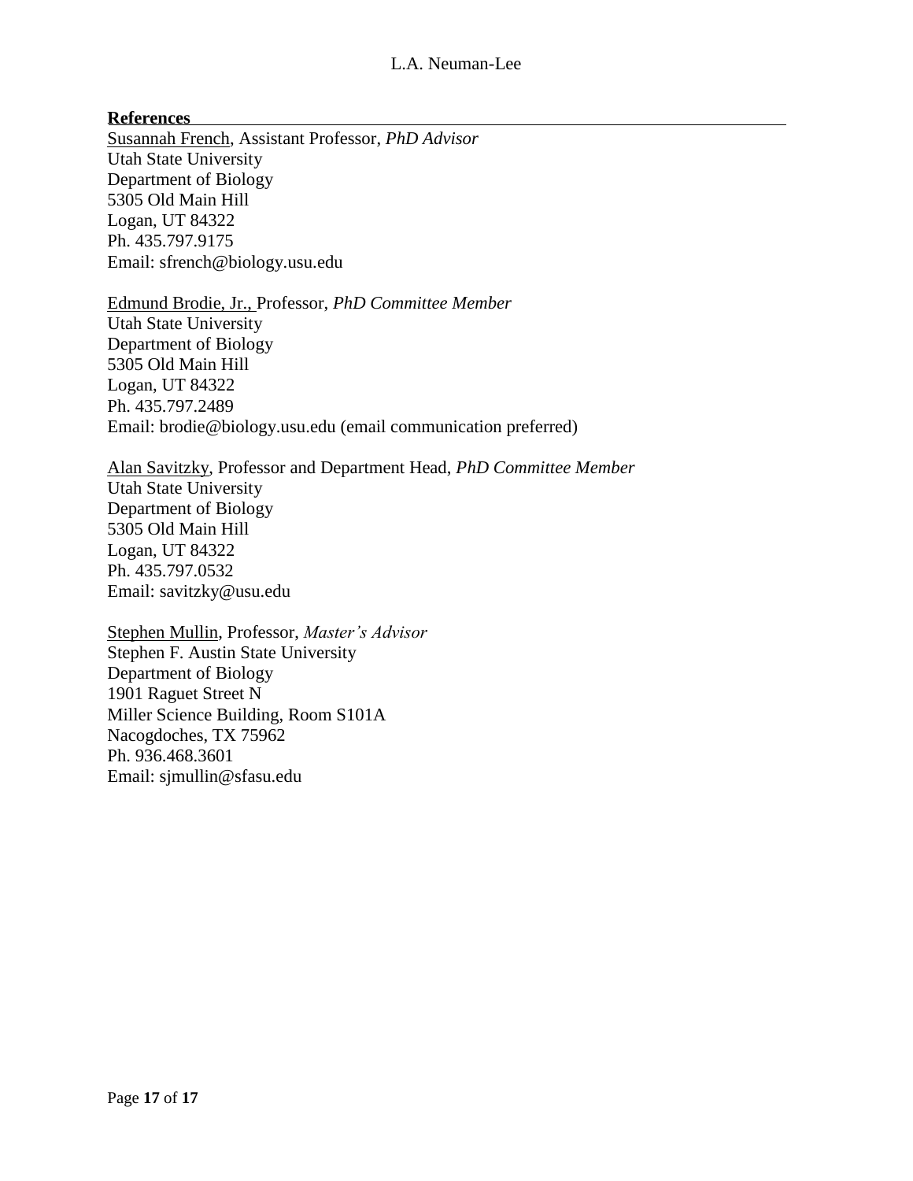## References

Susannah French, Assistant Professor, *PhD Advisor*
Utah State University
Department of Biology
5305 Old Main Hill
Logan, UT 84322
Ph. 435.797.9175
Email: sfrench@biology.usu.edu

Edmund Brodie, Jr., Professor, *PhD Committee Member*
Utah State University
Department of Biology
5305 Old Main Hill
Logan, UT 84322
Ph. 435.797.2489
Email: brodie@biology.usu.edu (email communication preferred)

Alan Savitzky, Professor and Department Head, *PhD Committee Member*
Utah State University
Department of Biology
5305 Old Main Hill
Logan, UT 84322
Ph. 435.797.0532
Email: savitzky@usu.edu

Stephen Mullin, Professor, *Master's Advisor*
Stephen F. Austin State University
Department of Biology
1901 Raguet Street N
Miller Science Building, Room S101A
Nacogdoches, TX 75962
Ph. 936.468.3601
Email: sjmullin@sfasu.edu